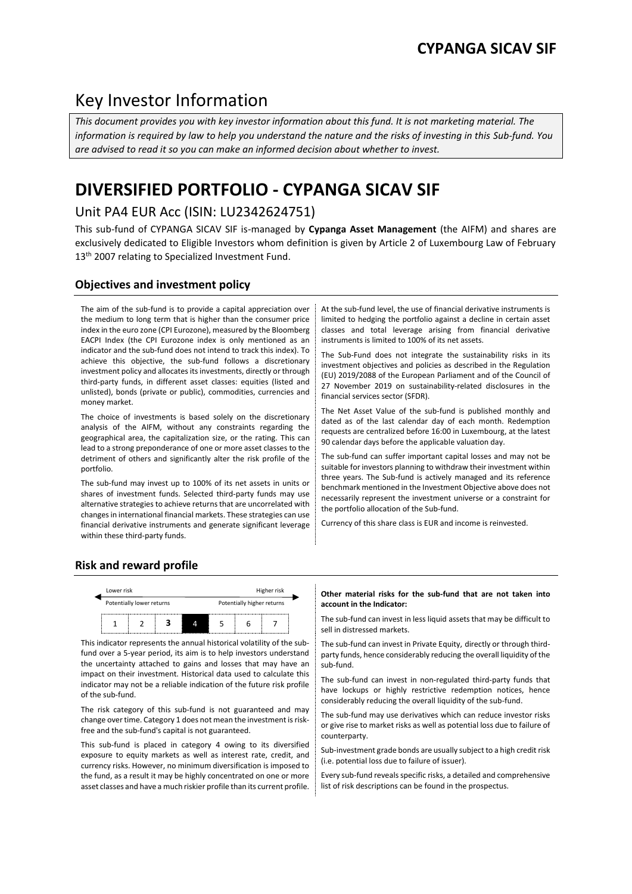**CYPANGA SICAV SIF**

# Key Investor Information

*This document provides you with key investor information about this fund. It is not marketing material. The information is required by law to help you understand the nature and the risks of investing in this Sub-fund. You are advised to read it so you can make an informed decision about whether to invest.*

# DIVERSIFIED PORTFOLIO - CYPANGA SICAV SIF

## Unit PA4 EUR Acc (ISIN: LU2342624751)

This sub-fund of CYPANGA SICAV SIF is-managed by **Cypanga Asset Management** (the AIFM) and shares are exclusively dedicated to Eligible Investors whom definition is given by Article 2 of Luxembourg Law of February 13th 2007 relating to Specialized Investment Fund.

### Objectives and investment policy

The aim of the sub-fund is to provide a capital appreciation over the medium to long term that is higher than the consumer price index in the euro zone (CPI Eurozone), measured by the Bloomberg EACPI Index (the CPI Eurozone index is only mentioned as an indicator and the sub-fund does not intend to track this index). To achieve this objective, the sub-fund follows a discretionary investment policy and allocates its investments, directly or through third-party funds, in different asset classes: equities (listed and unlisted), bonds (private or public), commodities, currencies and money market.

The choice of investments is based solely on the discretionary analysis of the AIFM, without any constraints regarding the geographical area, the capitalization size, or the rating. This can lead to a strong preponderance of one or more asset classes to the detriment of others and significantly alter the risk profile of the portfolio.

The sub-fund may invest up to 100% of its net assets in units or shares of investment funds. Selected third-party funds may use alternative strategies to achieve returns that are uncorrelated with changes in international financial markets. These strategies can use financial derivative instruments and generate significant leverage within these third-party funds.

At the sub-fund level, the use of financial derivative instruments is limited to hedging the portfolio against a decline in certain asset classes and total leverage arising from financial derivative instruments is limited to 100% of its net assets.

The Sub-Fund does not integrate the sustainability risks in its investment objectives and policies as described in the Regulation (EU) 2019/2088 of the European Parliament and of the Council of 27 November 2019 on sustainability-related disclosures in the financial services sector (SFDR).

The Net Asset Value of the sub-fund is published monthly and dated as of the last calendar day of each month. Redemption requests are centralized before 16:00 in Luxembourg, at the latest 90 calendar days before the applicable valuation day.

The sub-fund can suffer important capital losses and may not be suitable for investors planning to withdraw their investment within three years. The Sub-fund is actively managed and its reference benchmark mentioned in the Investment Objective above does not necessarily represent the investment universe or a constraint for the portfolio allocation of the Sub-fund.

Currency of this share class is EUR and income is reinvested.

### Risk and reward profile

| Lower risk | | | | | | Higher risk |
|---|---|---|---|---|---|---|
| Potentially lower returns | | | | | | Potentially higher returns |
| 1 | 2 | **3** | **4** | 5 | 6 | 7 |

This indicator represents the annual historical volatility of the sub-fund over a 5-year period, its aim is to help investors understand the uncertainty attached to gains and losses that may have an impact on their investment. Historical data used to calculate this indicator may not be a reliable indication of the future risk profile of the sub-fund.

The risk category of this sub-fund is not guaranteed and may change over time. Category 1 does not mean the investment is risk-free and the sub-fund's capital is not guaranteed.

This sub-fund is placed in category 4 owing to its diversified exposure to equity markets as well as interest rate, credit, and currency risks. However, no minimum diversification is imposed to the fund, as a result it may be highly concentrated on one or more asset classes and have a much riskier profile than its current profile.

**Other material risks for the sub-fund that are not taken into account in the Indicator:**

The sub-fund can invest in less liquid assets that may be difficult to sell in distressed markets.

The sub-fund can invest in Private Equity, directly or through third-party funds, hence considerably reducing the overall liquidity of the sub-fund.

The sub-fund can invest in non-regulated third-party funds that have lockups or highly restrictive redemption notices, hence considerably reducing the overall liquidity of the sub-fund.

The sub-fund may use derivatives which can reduce investor risks or give rise to market risks as well as potential loss due to failure of counterparty.

Sub-investment grade bonds are usually subject to a high credit risk (i.e. potential loss due to failure of issuer).

Every sub-fund reveals specific risks, a detailed and comprehensive list of risk descriptions can be found in the prospectus.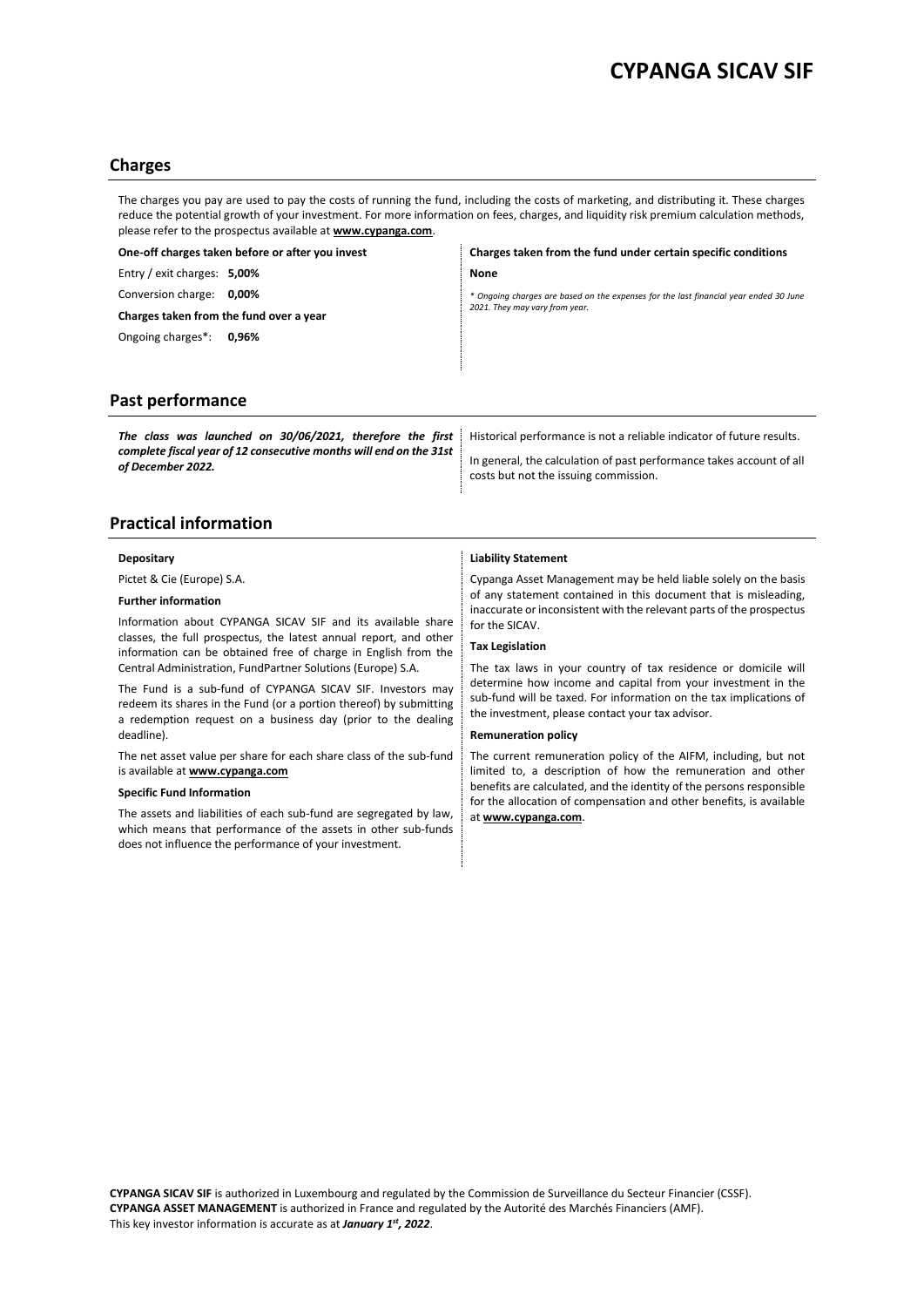## Charges

The charges you pay are used to pay the costs of running the fund, including the costs of marketing, and distributing it. These charges reduce the potential growth of your investment. For more information on fees, charges, and liquidity risk premium calculation methods, please refer to the prospectus available at **www.cypanga.com**.

**One-off charges taken before or after you invest**

Entry / exit charges: **5,00%**

Conversion charge: **0,00%**

**Charges taken from the fund over a year**

Ongoing charges*: **0,96%**

**Charges taken from the fund under certain specific conditions**

**None**

*\* Ongoing charges are based on the expenses for the last financial year ended 30 June 2021. They may vary from year.*

## Past performance

***The class was launched on 30/06/2021, therefore the first complete fiscal year of 12 consecutive months will end on the 31st of December 2022.***

Historical performance is not a reliable indicator of future results.

In general, the calculation of past performance takes account of all costs but not the issuing commission.

## Practical information

**Depositary**

Pictet & Cie (Europe) S.A.

**Further information**

Information about CYPANGA SICAV SIF and its available share classes, the full prospectus, the latest annual report, and other information can be obtained free of charge in English from the Central Administration, FundPartner Solutions (Europe) S.A.

The Fund is a sub-fund of CYPANGA SICAV SIF. Investors may redeem its shares in the Fund (or a portion thereof) by submitting a redemption request on a business day (prior to the dealing deadline).

The net asset value per share for each share class of the sub-fund is available at **www.cypanga.com**

**Specific Fund Information**

The assets and liabilities of each sub-fund are segregated by law, which means that performance of the assets in other sub-funds does not influence the performance of your investment.

**Liability Statement**

Cypanga Asset Management may be held liable solely on the basis of any statement contained in this document that is misleading, inaccurate or inconsistent with the relevant parts of the prospectus for the SICAV.

**Tax Legislation**

The tax laws in your country of tax residence or domicile will determine how income and capital from your investment in the sub-fund will be taxed. For information on the tax implications of the investment, please contact your tax advisor.

**Remuneration policy**

The current remuneration policy of the AIFM, including, but not limited to, a description of how the remuneration and other benefits are calculated, and the identity of the persons responsible for the allocation of compensation and other benefits, is available at **www.cypanga.com**.

**CYPANGA SICAV SIF** is authorized in Luxembourg and regulated by the Commission de Surveillance du Secteur Financier (CSSF).
**CYPANGA ASSET MANAGEMENT** is authorized in France and regulated by the Autorité des Marchés Financiers (AMF).
This key investor information is accurate as at ***January 1st, 2022***.